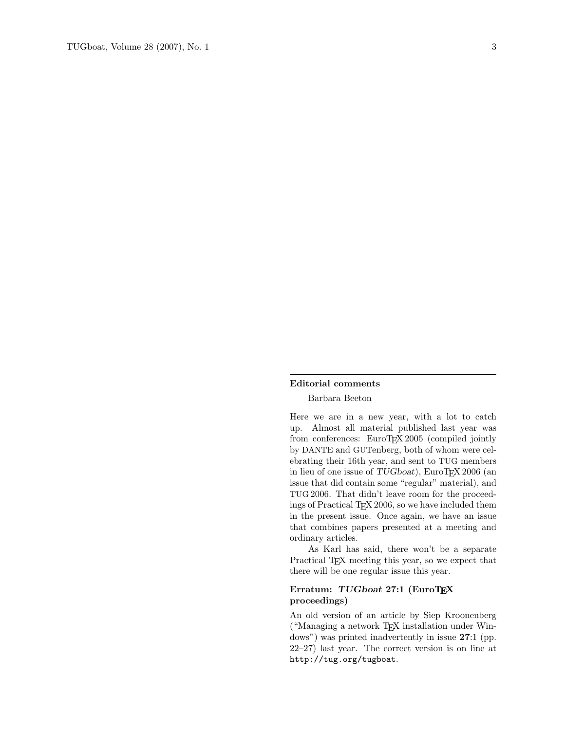## Editorial comments

Barbara Beeton

Here we are in a new year, with a lot to catch up. Almost all material published last year was from conferences: EuroTEX 2005 (compiled jointly by DANTE and GUTenberg, both of whom were celebrating their 16th year, and sent to TUG members in lieu of one issue of *TUGboat*), EuroTEX 2006 (an issue that did contain some "regular" material), and TUG 2006. That didn't leave room for the proceedings of Practical TEX 2006, so we have included them in the present issue. Once again, we have an issue that combines papers presented at a meeting and ordinary articles.

As Karl has said, there won't be a separate Practical TEX meeting this year, so we expect that there will be one regular issue this year.

### Erratum: *TUGboat* 27:1 (EuroTEX proceedings)

An old version of an article by Siep Kroonenberg ("Managing a network TEX installation under Windows") was printed inadvertently in issue **27**:1 (pp. 22–27) last year. The correct version is on line at `http://tug.org/tugboat`.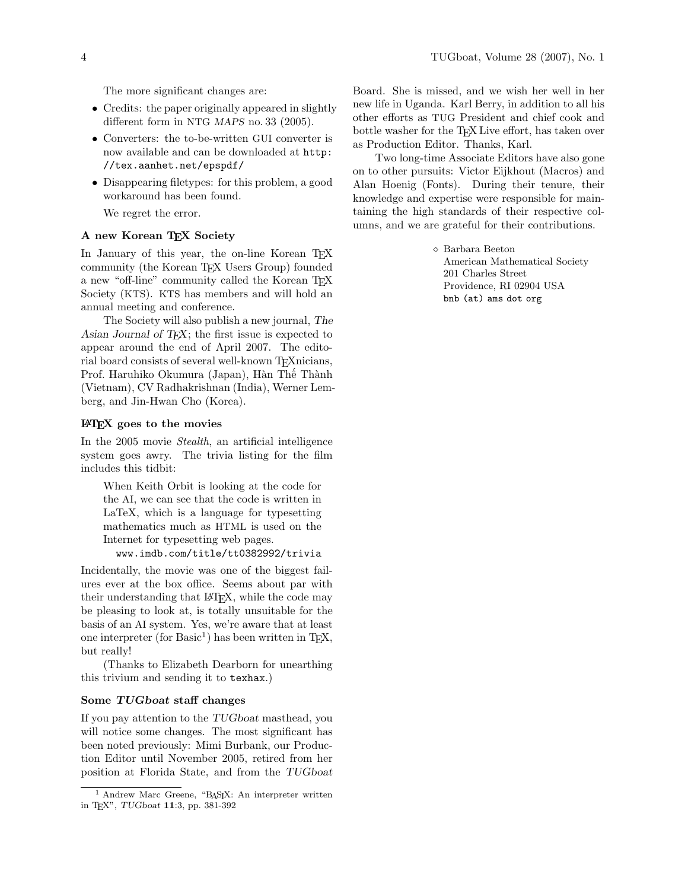The more significant changes are:

- Credits: the paper originally appeared in slightly different form in NTG *MAPS* no. 33 (2005).
- Converters: the to-be-written GUI converter is now available and can be downloaded at `http://tex.aanhet.net/epspdf/`
- Disappearing filetypes: for this problem, a good workaround has been found.

  We regret the error.

### A new Korean TEX Society

In January of this year, the on-line Korean TEX community (the Korean TEX Users Group) founded a new "off-line" community called the Korean TEX Society (KTS). KTS has members and will hold an annual meeting and conference.

The Society will also publish a new journal, *The Asian Journal of TEX*; the first issue is expected to appear around the end of April 2007. The editorial board consists of several well-known TEXnicians, Prof. Haruhiko Okumura (Japan), Hàn Thế Thành (Vietnam), CV Radhakrishnan (India), Werner Lemberg, and Jin-Hwan Cho (Korea).

### LATEX goes to the movies

In the 2005 movie *Stealth*, an artificial intelligence system goes awry. The trivia listing for the film includes this tidbit:

> When Keith Orbit is looking at the code for the AI, we can see that the code is written in LaTeX, which is a language for typesetting mathematics much as HTML is used on the Internet for typesetting web pages.
>
> `www.imdb.com/title/tt0382992/trivia`

Incidentally, the movie was one of the biggest failures ever at the box office. Seems about par with their understanding that LATEX, while the code may be pleasing to look at, is totally unsuitable for the basis of an AI system. Yes, we're aware that at least one interpreter (for Basic[1]) has been written in TEX, but really!

(Thanks to Elizabeth Dearborn for unearthing this trivium and sending it to `texhax`.)

### Some *TUGboat* staff changes

If you pay attention to the *TUGboat* masthead, you will notice some changes. The most significant has been noted previously: Mimi Burbank, our Production Editor until November 2005, retired from her position at Florida State, and from the *TUGboat* Board. She is missed, and we wish her well in her new life in Uganda. Karl Berry, in addition to all his other efforts as TUG President and chief cook and bottle washer for the TEX Live effort, has taken over as Production Editor. Thanks, Karl.

Two long-time Associate Editors have also gone on to other pursuits: Victor Eijkhout (Macros) and Alan Hoenig (Fonts). During their tenure, their knowledge and expertise were responsible for maintaining the high standards of their respective columns, and we are grateful for their contributions.

◇ Barbara Beeton
American Mathematical Society
201 Charles Street
Providence, RI 02904 USA
`bnb (at) ams dot org`

---

[1] Andrew Marc Greene, "BASIX: An interpreter written in TEX", *TUGboat* **11**:3, pp. 381-392